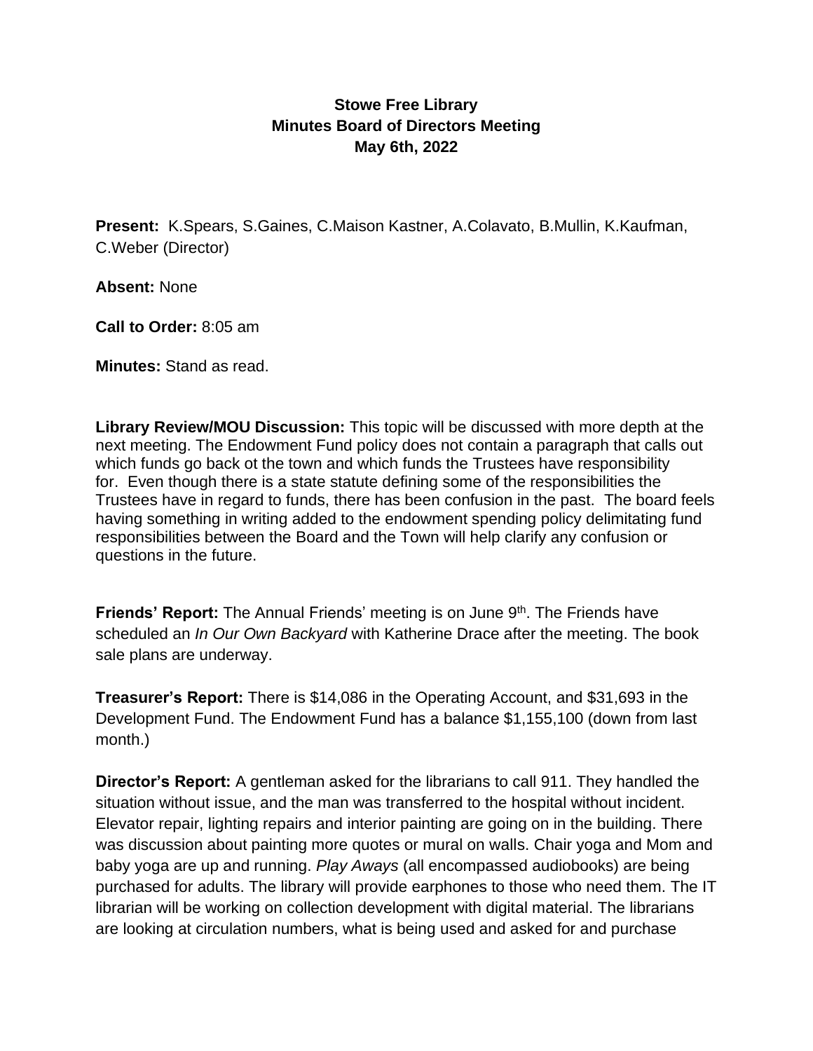**Stowe Free Library**
**Minutes Board of Directors Meeting**
**May 6th, 2022**

**Present:** K.Spears, S.Gaines, C.Maison Kastner, A.Colavato, B.Mullin, K.Kaufman, C.Weber (Director)

**Absent:** None

**Call to Order:** 8:05 am

**Minutes:** Stand as read.

**Library Review/MOU Discussion:** This topic will be discussed with more depth at the next meeting. The Endowment Fund policy does not contain a paragraph that calls out which funds go back ot the town and which funds the Trustees have responsibility for. Even though there is a state statute defining some of the responsibilities the Trustees have in regard to funds, there has been confusion in the past. The board feels having something in writing added to the endowment spending policy delimitating fund responsibilities between the Board and the Town will help clarify any confusion or questions in the future.

**Friends' Report:** The Annual Friends' meeting is on June 9th. The Friends have scheduled an *In Our Own Backyard* with Katherine Drace after the meeting. The book sale plans are underway.

**Treasurer's Report:** There is $14,086 in the Operating Account, and $31,693 in the Development Fund. The Endowment Fund has a balance $1,155,100 (down from last month.)

**Director's Report:** A gentleman asked for the librarians to call 911. They handled the situation without issue, and the man was transferred to the hospital without incident. Elevator repair, lighting repairs and interior painting are going on in the building. There was discussion about painting more quotes or mural on walls. Chair yoga and Mom and baby yoga are up and running. *Play Aways* (all encompassed audiobooks) are being purchased for adults. The library will provide earphones to those who need them. The IT librarian will be working on collection development with digital material. The librarians are looking at circulation numbers, what is being used and asked for and purchase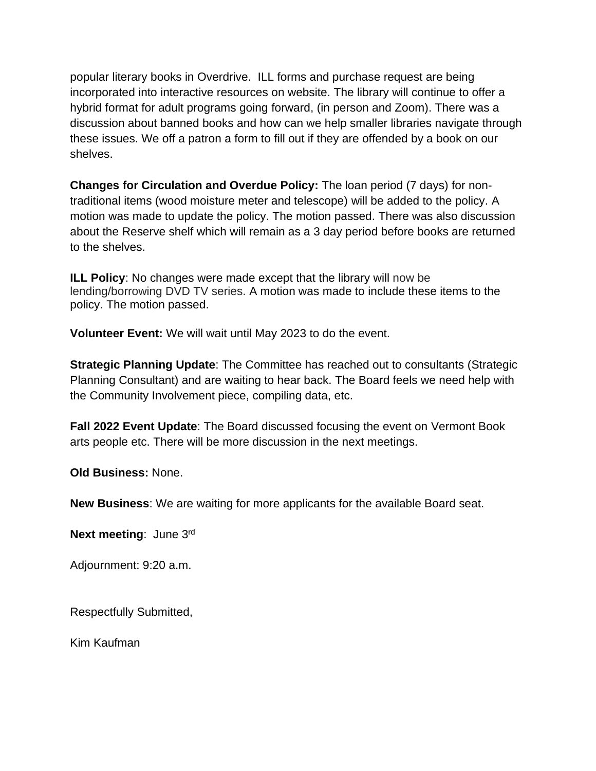popular literary books in Overdrive. ILL forms and purchase request are being incorporated into interactive resources on website. The library will continue to offer a hybrid format for adult programs going forward, (in person and Zoom). There was a discussion about banned books and how can we help smaller libraries navigate through these issues. We off a patron a form to fill out if they are offended by a book on our shelves.

**Changes for Circulation and Overdue Policy:** The loan period (7 days) for non-traditional items (wood moisture meter and telescope) will be added to the policy. A motion was made to update the policy. The motion passed. There was also discussion about the Reserve shelf which will remain as a 3 day period before books are returned to the shelves.

**ILL Policy**: No changes were made except that the library will now be lending/borrowing DVD TV series. A motion was made to include these items to the policy. The motion passed.

**Volunteer Event:** We will wait until May 2023 to do the event.

**Strategic Planning Update**: The Committee has reached out to consultants (Strategic Planning Consultant) and are waiting to hear back. The Board feels we need help with the Community Involvement piece, compiling data, etc.

**Fall 2022 Event Update**: The Board discussed focusing the event on Vermont Book arts people etc. There will be more discussion in the next meetings.

**Old Business:** None.

**New Business**: We are waiting for more applicants for the available Board seat.

**Next meeting**: June 3rd

Adjournment: 9:20 a.m.

Respectfully Submitted,

Kim Kaufman